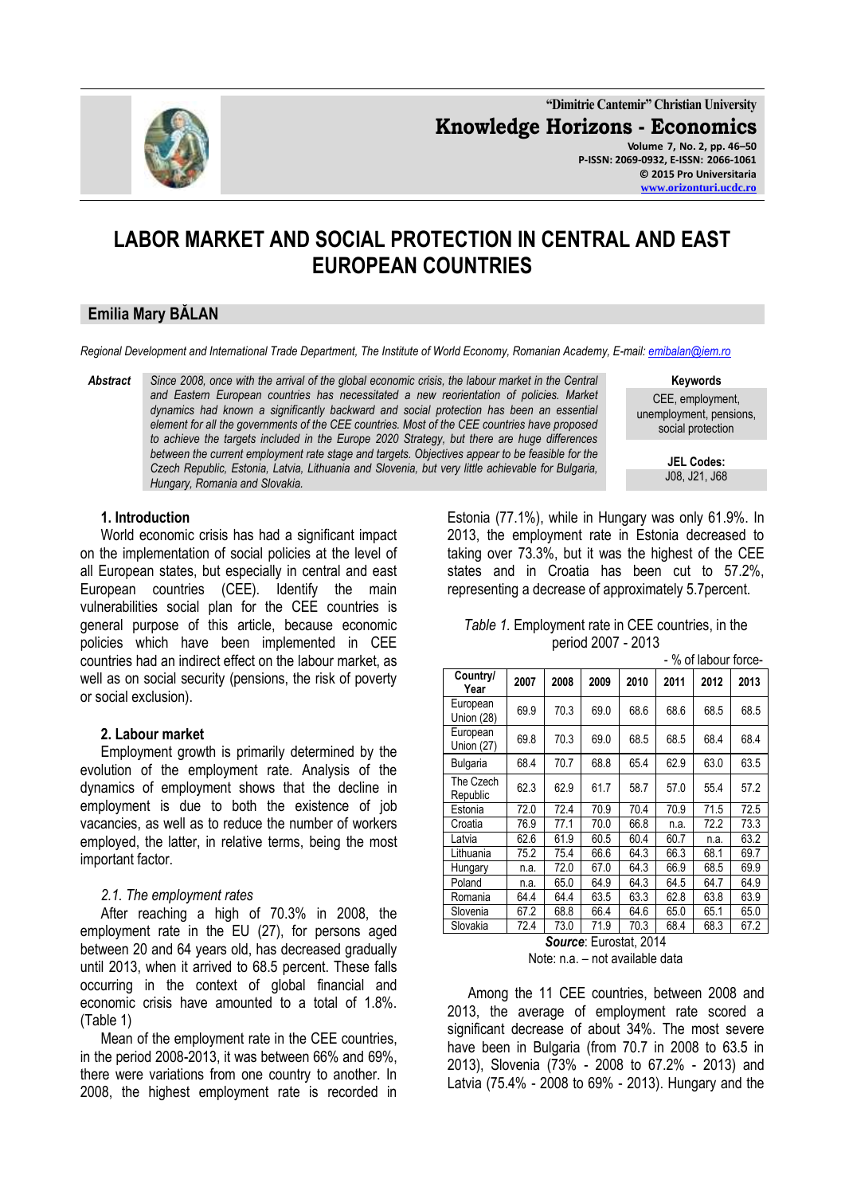# LABOR MARKET AND SOCIAL PROTECTION IN CENTRAL AND EAST EUROPEAN COUNTRIES

## Emilia Mary BĂLAN

*Regional Development and International Trade Department, The Institute of World Economy, Romanian Academy, E-mail: emibalan@iem.ro*

**Abstract** *Since 2008, once with the arrival of the global economic crisis, the labour market in the Central and Eastern European countries has necessitated a new reorientation of policies. Market dynamics had known a significantly backward and social protection has been an essential element for all the governments of the CEE countries. Most of the CEE countries have proposed to achieve the targets included in the Europe 2020 Strategy, but there are huge differences between the current employment rate stage and targets. Objectives appear to be feasible for the Czech Republic, Estonia, Latvia, Lithuania and Slovenia, but very little achievable for Bulgaria, Hungary, Romania and Slovakia.*

**Keywords**
CEE, employment, unemployment, pensions, social protection

**JEL Codes:**
J08, J21, J68

### 1. Introduction

World economic crisis has had a significant impact on the implementation of social policies at the level of all European states, but especially in central and east European countries (CEE). Identify the main vulnerabilities social plan for the CEE countries is general purpose of this article, because economic policies which have been implemented in CEE countries had an indirect effect on the labour market, as well as on social security (pensions, the risk of poverty or social exclusion).

### 2. Labour market

Employment growth is primarily determined by the evolution of the employment rate. Analysis of the dynamics of employment shows that the decline in employment is due to both the existence of job vacancies, as well as to reduce the number of workers employed, the latter, in relative terms, being the most important factor.

*2.1. The employment rates*

After reaching a high of 70.3% in 2008, the employment rate in the EU (27), for persons aged between 20 and 64 years old, has decreased gradually until 2013, when it arrived to 68.5 percent. These falls occurring in the context of global financial and economic crisis have amounted to a total of 1.8%. (Table 1)

Mean of the employment rate in the CEE countries, in the period 2008-2013, it was between 66% and 69%, there were variations from one country to another. In 2008, the highest employment rate is recorded in Estonia (77.1%), while in Hungary was only 61.9%. In 2013, the employment rate in Estonia decreased to taking over 73.3%, but it was the highest of the CEE states and in Croatia has been cut to 57.2%, representing a decrease of approximately 5.7percent.

*Table 1.* Employment rate in CEE countries, in the period 2007 - 2013

- % of labour force-

| Country/ Year | 2007 | 2008 | 2009 | 2010 | 2011 | 2012 | 2013 |
|---|---|---|---|---|---|---|---|
| European Union (28) | 69.9 | 70.3 | 69.0 | 68.6 | 68.6 | 68.5 | 68.5 |
| European Union (27) | 69.8 | 70.3 | 69.0 | 68.5 | 68.5 | 68.4 | 68.4 |
| Bulgaria | 68.4 | 70.7 | 68.8 | 65.4 | 62.9 | 63.0 | 63.5 |
| The Czech Republic | 62.3 | 62.9 | 61.7 | 58.7 | 57.0 | 55.4 | 57.2 |
| Estonia | 72.0 | 72.4 | 70.9 | 70.4 | 70.9 | 71.5 | 72.5 |
| Croatia | 76.9 | 77.1 | 70.0 | 66.8 | n.a. | 72.2 | 73.3 |
| Latvia | 62.6 | 61.9 | 60.5 | 60.4 | 60.7 | n.a. | 63.2 |
| Lithuania | 75.2 | 75.4 | 66.6 | 64.3 | 66.3 | 68.1 | 69.7 |
| Hungary | n.a. | 72.0 | 67.0 | 64.3 | 66.9 | 68.5 | 69.9 |
| Poland | n.a. | 65.0 | 64.9 | 64.3 | 64.5 | 64.7 | 64.9 |
| Romania | 64.4 | 64.4 | 63.5 | 63.3 | 62.8 | 63.8 | 63.9 |
| Slovenia | 67.2 | 68.8 | 66.4 | 64.6 | 65.0 | 65.1 | 65.0 |
| Slovakia | 72.4 | 73.0 | 71.9 | 70.3 | 68.4 | 68.3 | 67.2 |

***Source***: Eurostat, 2014
Note: n.a. – not available data

Among the 11 CEE countries, between 2008 and 2013, the average of employment rate scored a significant decrease of about 34%. The most severe have been in Bulgaria (from 70.7 in 2008 to 63.5 in 2013), Slovenia (73% - 2008 to 67.2% - 2013) and Latvia (75.4% - 2008 to 69% - 2013). Hungary and the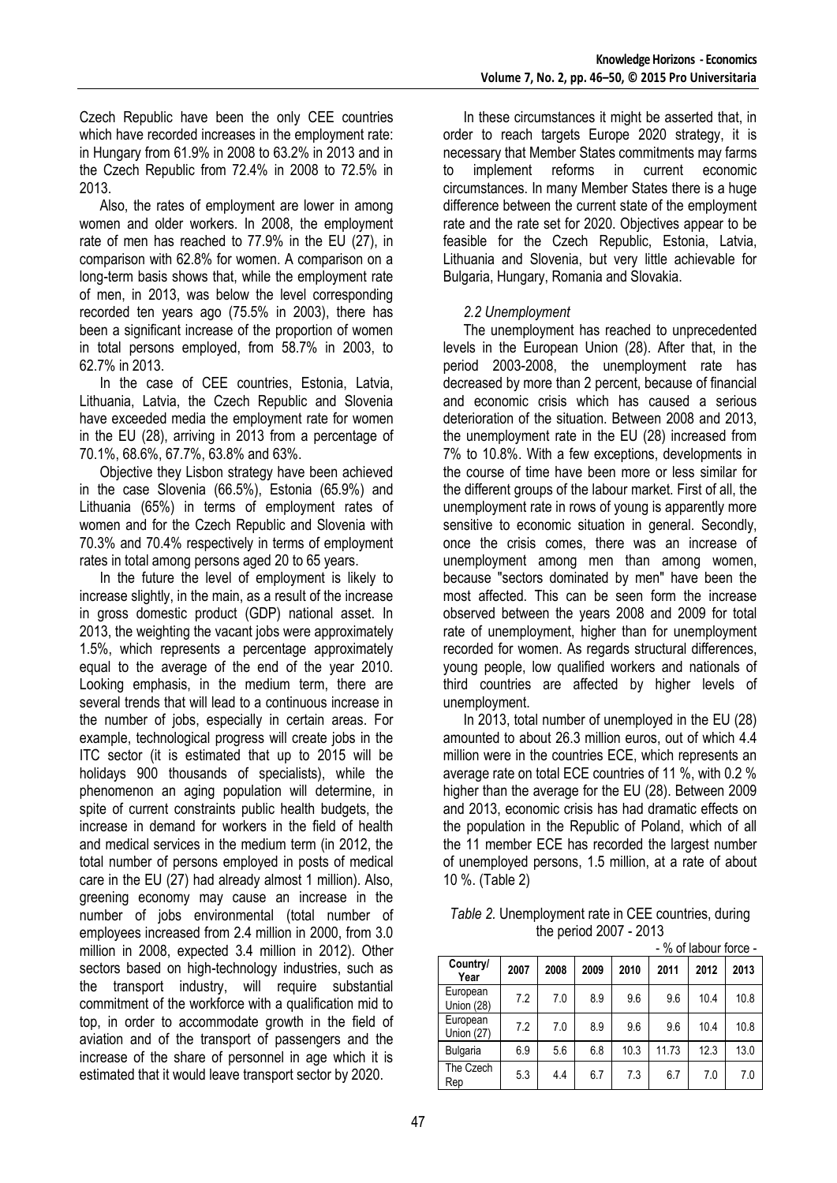Czech Republic have been the only CEE countries which have recorded increases in the employment rate: in Hungary from 61.9% in 2008 to 63.2% in 2013 and in the Czech Republic from 72.4% in 2008 to 72.5% in 2013.

Also, the rates of employment are lower in among women and older workers. In 2008, the employment rate of men has reached to 77.9% in the EU (27), in comparison with 62.8% for women. A comparison on a long-term basis shows that, while the employment rate of men, in 2013, was below the level corresponding recorded ten years ago (75.5% in 2003), there has been a significant increase of the proportion of women in total persons employed, from 58.7% in 2003, to 62.7% in 2013.

In the case of CEE countries, Estonia, Latvia, Lithuania, Latvia, the Czech Republic and Slovenia have exceeded media the employment rate for women in the EU (28), arriving in 2013 from a percentage of 70.1%, 68.6%, 67.7%, 63.8% and 63%.

Objective they Lisbon strategy have been achieved in the case Slovenia (66.5%), Estonia (65.9%) and Lithuania (65%) in terms of employment rates of women and for the Czech Republic and Slovenia with 70.3% and 70.4% respectively in terms of employment rates in total among persons aged 20 to 65 years.

In the future the level of employment is likely to increase slightly, in the main, as a result of the increase in gross domestic product (GDP) national asset. In 2013, the weighting the vacant jobs were approximately 1.5%, which represents a percentage approximately equal to the average of the end of the year 2010. Looking emphasis, in the medium term, there are several trends that will lead to a continuous increase in the number of jobs, especially in certain areas. For example, technological progress will create jobs in the ITC sector (it is estimated that up to 2015 will be holidays 900 thousands of specialists), while the phenomenon an aging population will determine, in spite of current constraints public health budgets, the increase in demand for workers in the field of health and medical services in the medium term (in 2012, the total number of persons employed in posts of medical care in the EU (27) had already almost 1 million). Also, greening economy may cause an increase in the number of jobs environmental (total number of employees increased from 2.4 million in 2000, from 3.0 million in 2008, expected 3.4 million in 2012). Other sectors based on high-technology industries, such as the transport industry, will require substantial commitment of the workforce with a qualification mid to top, in order to accommodate growth in the field of aviation and of the transport of passengers and the increase of the share of personnel in age which it is estimated that it would leave transport sector by 2020.

In these circumstances it might be asserted that, in order to reach targets Europe 2020 strategy, it is necessary that Member States commitments may farms to implement reforms in current economic circumstances. In many Member States there is a huge difference between the current state of the employment rate and the rate set for 2020. Objectives appear to be feasible for the Czech Republic, Estonia, Latvia, Lithuania and Slovenia, but very little achievable for Bulgaria, Hungary, Romania and Slovakia.

### *2.2 Unemployment*

The unemployment has reached to unprecedented levels in the European Union (28). After that, in the period 2003-2008, the unemployment rate has decreased by more than 2 percent, because of financial and economic crisis which has caused a serious deterioration of the situation. Between 2008 and 2013, the unemployment rate in the EU (28) increased from 7% to 10.8%. With a few exceptions, developments in the course of time have been more or less similar for the different groups of the labour market. First of all, the unemployment rate in rows of young is apparently more sensitive to economic situation in general. Secondly, once the crisis comes, there was an increase of unemployment among men than among women, because "sectors dominated by men" have been the most affected. This can be seen form the increase observed between the years 2008 and 2009 for total rate of unemployment, higher than for unemployment recorded for women. As regards structural differences, young people, low qualified workers and nationals of third countries are affected by higher levels of unemployment.

In 2013, total number of unemployed in the EU (28) amounted to about 26.3 million euros, out of which 4.4 million were in the countries ECE, which represents an average rate on total ECE countries of 11 %, with 0.2 % higher than the average for the EU (28). Between 2009 and 2013, economic crisis has had dramatic effects on the population in the Republic of Poland, which of all the 11 member ECE has recorded the largest number of unemployed persons, 1.5 million, at a rate of about 10 %. (Table 2)

*Table 2.* Unemployment rate in CEE countries, during the period 2007 - 2013

- % of labour force -

| Country/ Year | 2007 | 2008 | 2009 | 2010 | 2011 | 2012 | 2013 |
|---|---|---|---|---|---|---|---|
| European Union (28) | 7.2 | 7.0 | 8.9 | 9.6 | 9.6 | 10.4 | 10.8 |
| European Union (27) | 7.2 | 7.0 | 8.9 | 9.6 | 9.6 | 10.4 | 10.8 |
| Bulgaria | 6.9 | 5.6 | 6.8 | 10.3 | 11.73 | 12.3 | 13.0 |
| The Czech Rep | 5.3 | 4.4 | 6.7 | 7.3 | 6.7 | 7.0 | 7.0 |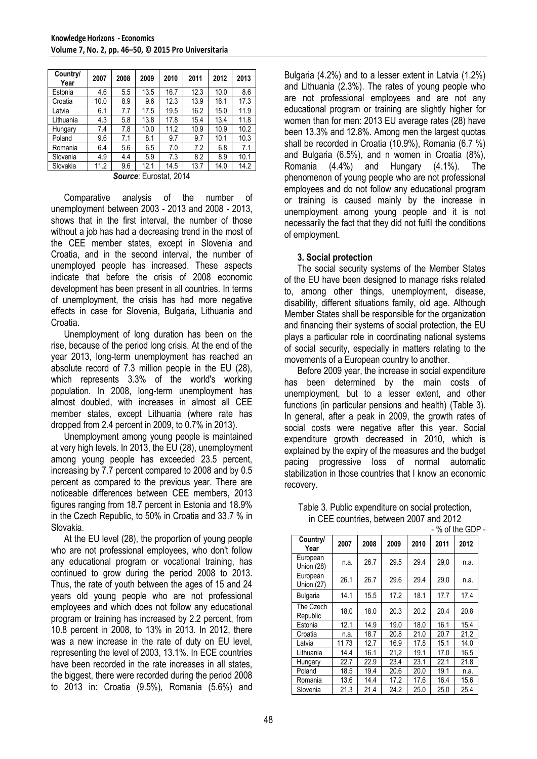| Country/ Year | 2007 | 2008 | 2009 | 2010 | 2011 | 2012 | 2013 |
|---|---|---|---|---|---|---|---|
| Estonia | 4.6 | 5.5 | 13.5 | 16.7 | 12.3 | 10.0 | 8.6 |
| Croatia | 10.0 | 8.9 | 9.6 | 12.3 | 13.9 | 16.1 | 17.3 |
| Latvia | 6.1 | 7.7 | 17.5 | 19.5 | 16.2 | 15.0 | 11.9 |
| Lithuania | 4.3 | 5.8 | 13.8 | 17.8 | 15.4 | 13.4 | 11.8 |
| Hungary | 7.4 | 7.8 | 10.0 | 11.2 | 10.9 | 10.9 | 10.2 |
| Poland | 9.6 | 7.1 | 8.1 | 9.7 | 9.7 | 10.1 | 10.3 |
| Romania | 6.4 | 5.6 | 6.5 | 7.0 | 7.2 | 6.8 | 7.1 |
| Slovenia | 4.9 | 4.4 | 5.9 | 7.3 | 8.2 | 8.9 | 10.1 |
| Slovakia | 11.2 | 9.6 | 12.1 | 14.5 | 13.7 | 14.0 | 14.2 |

***Source***: Eurostat, 2014

Comparative analysis of the number of unemployment between 2003 - 2013 and 2008 - 2013, shows that in the first interval, the number of those without a job has had a decreasing trend in the most of the CEE member states, except in Slovenia and Croatia, and in the second interval, the number of unemployed people has increased. These aspects indicate that before the crisis of 2008 economic development has been present in all countries. In terms of unemployment, the crisis has had more negative effects in case for Slovenia, Bulgaria, Lithuania and Croatia.

Unemployment of long duration has been on the rise, because of the period long crisis. At the end of the year 2013, long-term unemployment has reached an absolute record of 7.3 million people in the EU (28), which represents 3.3% of the world's working population. In 2008, long-term unemployment has almost doubled, with increases in almost all CEE member states, except Lithuania (where rate has dropped from 2.4 percent in 2009, to 0.7% in 2013).

Unemployment among young people is maintained at very high levels. In 2013, the EU (28), unemployment among young people has exceeded 23.5 percent, increasing by 7.7 percent compared to 2008 and by 0.5 percent as compared to the previous year. There are noticeable differences between CEE members, 2013 figures ranging from 18.7 percent in Estonia and 18.9% in the Czech Republic, to 50% in Croatia and 33.7 % in Slovakia.

At the EU level (28), the proportion of young people who are not professional employees, who don't follow any educational program or vocational training, has continued to grow during the period 2008 to 2013. Thus, the rate of youth between the ages of 15 and 24 years old young people who are not professional employees and which does not follow any educational program or training has increased by 2.2 percent, from 10.8 percent in 2008, to 13% in 2013. In 2012, there was a new increase in the rate of duty on EU level, representing the level of 2003, 13.1%. In ECE countries have been recorded in the rate increases in all states, the biggest, there were recorded during the period 2008 to 2013 in: Croatia (9.5%), Romania (5.6%) and Bulgaria (4.2%) and to a lesser extent in Latvia (1.2%) and Lithuania (2.3%). The rates of young people who are not professional employees and are not any educational program or training are slightly higher for women than for men: 2013 EU average rates (28) have been 13.3% and 12.8%. Among men the largest quotas shall be recorded in Croatia (10.9%), Romania (6.7 %) and Bulgaria (6.5%), and n women in Croatia (8%), Romania (4.4%) and Hungary (4.1%). The phenomenon of young people who are not professional employees and do not follow any educational program or training is caused mainly by the increase in unemployment among young people and it is not necessarily the fact that they did not fulfil the conditions of employment.

### 3. Social protection

The social security systems of the Member States of the EU have been designed to manage risks related to, among other things, unemployment, disease, disability, different situations family, old age. Although Member States shall be responsible for the organization and financing their systems of social protection, the EU plays a particular role in coordinating national systems of social security, especially in matters relating to the movements of a European country to another.

Before 2009 year, the increase in social expenditure has been determined by the main costs of unemployment, but to a lesser extent, and other functions (in particular pensions and health) (Table 3). In general, after a peak in 2009, the growth rates of social costs were negative after this year. Social expenditure growth decreased in 2010, which is explained by the expiry of the measures and the budget pacing progressive loss of normal automatic stabilization in those countries that I know an economic recovery.

Table 3. Public expenditure on social protection, in CEE countries, between 2007 and 2012

\- % of the GDP -

| Country/ Year | 2007 | 2008 | 2009 | 2010 | 2011 | 2012 |
|---|---|---|---|---|---|---|
| European Union (28) | n.a. | 26.7 | 29.5 | 29.4 | 29,0 | n.a. |
| European Union (27) | 26.1 | 26.7 | 29.6 | 29.4 | 29,0 | n.a. |
| Bulgaria | 14.1 | 15.5 | 17.2 | 18.1 | 17.7 | 17.4 |
| The Czech Republic | 18.0 | 18.0 | 20.3 | 20.2 | 20.4 | 20.8 |
| Estonia | 12.1 | 14.9 | 19.0 | 18.0 | 16.1 | 15.4 |
| Croatia | n.a. | 18.7 | 20.8 | 21.0 | 20.7 | 21,2 |
| Latvia | 11 73 | 12.7 | 16.9 | 17.8 | 15.1 | 14.0 |
| Lithuania | 14.4 | 16.1 | 21,2 | 19.1 | 17.0 | 16.5 |
| Hungary | 22.7 | 22.9 | 23.4 | 23.1 | 22.1 | 21.8 |
| Poland | 18.5 | 19.4 | 20.6 | 20.0 | 19.1 | n.a. |
| Romania | 13.6 | 14.4 | 17.2 | 17.6 | 16.4 | 15.6 |
| Slovenia | 21.3 | 21.4 | 24.2 | 25.0 | 25.0 | 25.4 |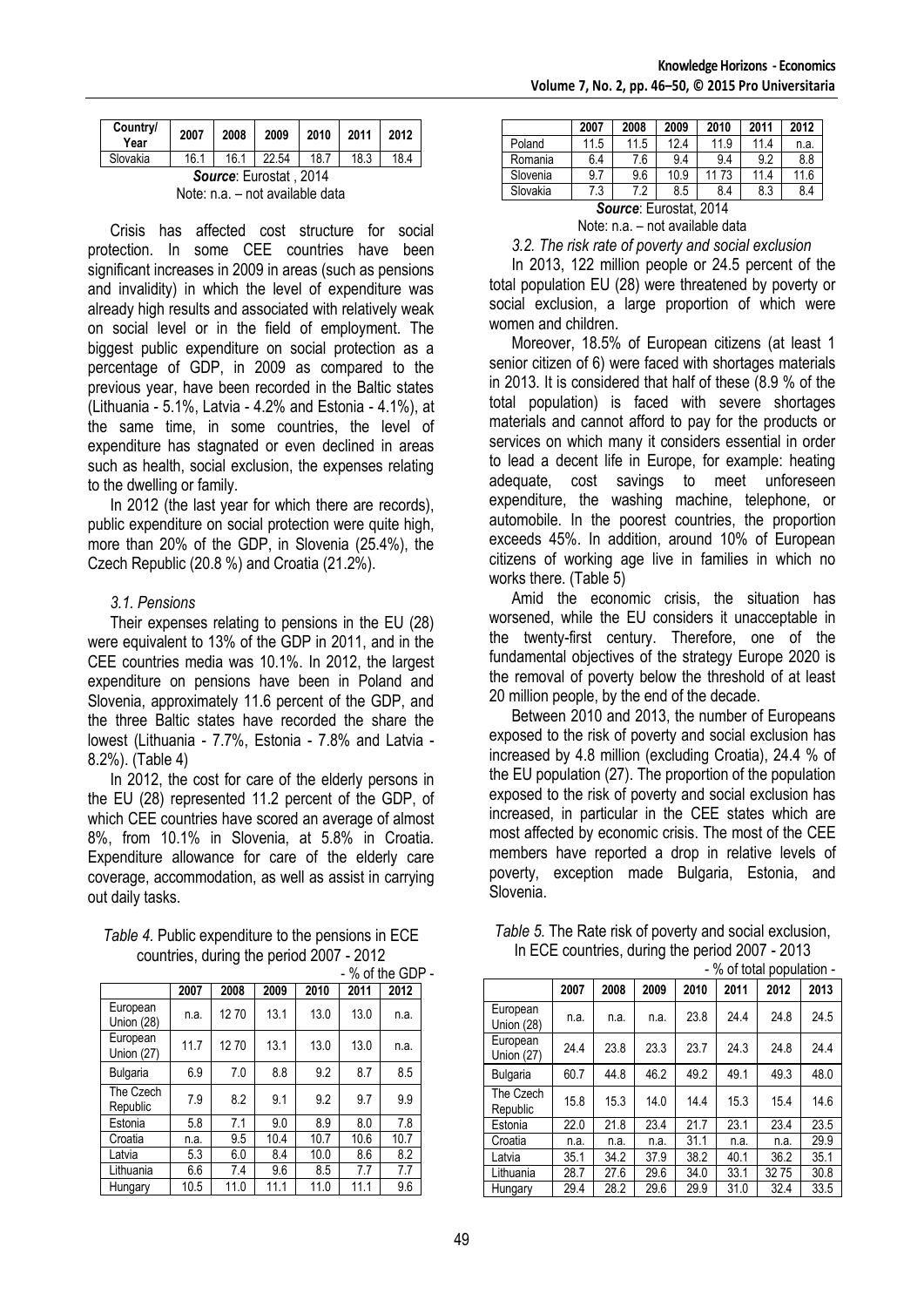| Country/ Year | 2007 | 2008 | 2009 | 2010 | 2011 | 2012 |
|---|---|---|---|---|---|---|
| Slovakia | 16.1 | 16.1 | 22.54 | 18.7 | 18.3 | 18.4 |

***Source***: Eurostat , 2014

Note: n.a. – not available data

Crisis has affected cost structure for social protection. In some CEE countries have been significant increases in 2009 in areas (such as pensions and invalidity) in which the level of expenditure was already high results and associated with relatively weak on social level or in the field of employment. The biggest public expenditure on social protection as a percentage of GDP, in 2009 as compared to the previous year, have been recorded in the Baltic states (Lithuania - 5.1%, Latvia - 4.2% and Estonia - 4.1%), at the same time, in some countries, the level of expenditure has stagnated or even declined in areas such as health, social exclusion, the expenses relating to the dwelling or family.

In 2012 (the last year for which there are records), public expenditure on social protection were quite high, more than 20% of the GDP, in Slovenia (25.4%), the Czech Republic (20.8 %) and Croatia (21.2%).

*3.1. Pensions*

Their expenses relating to pensions in the EU (28) were equivalent to 13% of the GDP in 2011, and in the CEE countries media was 10.1%. In 2012, the largest expenditure on pensions have been in Poland and Slovenia, approximately 11.6 percent of the GDP, and the three Baltic states have recorded the share the lowest (Lithuania - 7.7%, Estonia - 7.8% and Latvia - 8.2%). (Table 4)

In 2012, the cost for care of the elderly persons in the EU (28) represented 11.2 percent of the GDP, of which CEE countries have scored an average of almost 8%, from 10.1% in Slovenia, at 5.8% in Croatia. Expenditure allowance for care of the elderly care coverage, accommodation, as well as assist in carrying out daily tasks.

*Table 4.* Public expenditure to the pensions in ECE countries, during the period 2007 - 2012

\- % of the GDP -

| | 2007 | 2008 | 2009 | 2010 | 2011 | 2012 |
|---|---|---|---|---|---|---|
| European Union (28) | n.a. | 12 70 | 13.1 | 13.0 | 13.0 | n.a. |
| European Union (27) | 11.7 | 12 70 | 13.1 | 13.0 | 13.0 | n.a. |
| Bulgaria | 6.9 | 7.0 | 8.8 | 9.2 | 8.7 | 8.5 |
| The Czech Republic | 7.9 | 8.2 | 9.1 | 9.2 | 9.7 | 9.9 |
| Estonia | 5.8 | 7.1 | 9.0 | 8.9 | 8.0 | 7.8 |
| Croatia | n.a. | 9.5 | 10.4 | 10.7 | 10.6 | 10.7 |
| Latvia | 5.3 | 6.0 | 8.4 | 10.0 | 8.6 | 8.2 |
| Lithuania | 6.6 | 7.4 | 9.6 | 8.5 | 7.7 | 7.7 |
| Hungary | 10.5 | 11.0 | 11.1 | 11.0 | 11.1 | 9.6 |
| Poland | 11.5 | 11.5 | 12.4 | 11.9 | 11.4 | n.a. |
| Romania | 6.4 | 7.6 | 9.4 | 9.4 | 9.2 | 8.8 |
| Slovenia | 9.7 | 9.6 | 10.9 | 11 73 | 11.4 | 11.6 |
| Slovakia | 7.3 | 7.2 | 8.5 | 8.4 | 8.3 | 8.4 |

***Source***: Eurostat, 2014

Note: n.a. – not available data

*3.2. The risk rate of poverty and social exclusion*

In 2013, 122 million people or 24.5 percent of the total population EU (28) were threatened by poverty or social exclusion, a large proportion of which were women and children.

Moreover, 18.5% of European citizens (at least 1 senior citizen of 6) were faced with shortages materials in 2013. It is considered that half of these (8.9 % of the total population) is faced with severe shortages materials and cannot afford to pay for the products or services on which many it considers essential in order to lead a decent life in Europe, for example: heating adequate, cost savings to meet unforeseen expenditure, the washing machine, telephone, or automobile. In the poorest countries, the proportion exceeds 45%. In addition, around 10% of European citizens of working age live in families in which no works there. (Table 5)

Amid the economic crisis, the situation has worsened, while the EU considers it unacceptable in the twenty-first century. Therefore, one of the fundamental objectives of the strategy Europe 2020 is the removal of poverty below the threshold of at least 20 million people, by the end of the decade.

Between 2010 and 2013, the number of Europeans exposed to the risk of poverty and social exclusion has increased by 4.8 million (excluding Croatia), 24.4 % of the EU population (27). The proportion of the population exposed to the risk of poverty and social exclusion has increased, in particular in the CEE states which are most affected by economic crisis. The most of the CEE members have reported a drop in relative levels of poverty, exception made Bulgaria, Estonia, and Slovenia.

*Table 5.* The Rate risk of poverty and social exclusion, In ECE countries, during the period 2007 - 2013

\- % of total population -

| | 2007 | 2008 | 2009 | 2010 | 2011 | 2012 | 2013 |
|---|---|---|---|---|---|---|---|
| European Union (28) | n.a. | n.a. | n.a. | 23.8 | 24.4 | 24.8 | 24.5 |
| European Union (27) | 24.4 | 23.8 | 23.3 | 23.7 | 24.3 | 24.8 | 24.4 |
| Bulgaria | 60.7 | 44.8 | 46.2 | 49.2 | 49.1 | 49.3 | 48.0 |
| The Czech Republic | 15.8 | 15.3 | 14.0 | 14.4 | 15.3 | 15.4 | 14.6 |
| Estonia | 22.0 | 21.8 | 23.4 | 21.7 | 23.1 | 23.4 | 23.5 |
| Croatia | n.a. | n.a. | n.a. | 31.1 | n.a. | n.a. | 29.9 |
| Latvia | 35.1 | 34.2 | 37.9 | 38.2 | 40.1 | 36.2 | 35.1 |
| Lithuania | 28.7 | 27.6 | 29.6 | 34.0 | 33.1 | 32 75 | 30.8 |
| Hungary | 29.4 | 28.2 | 29.6 | 29.9 | 31.0 | 32.4 | 33.5 |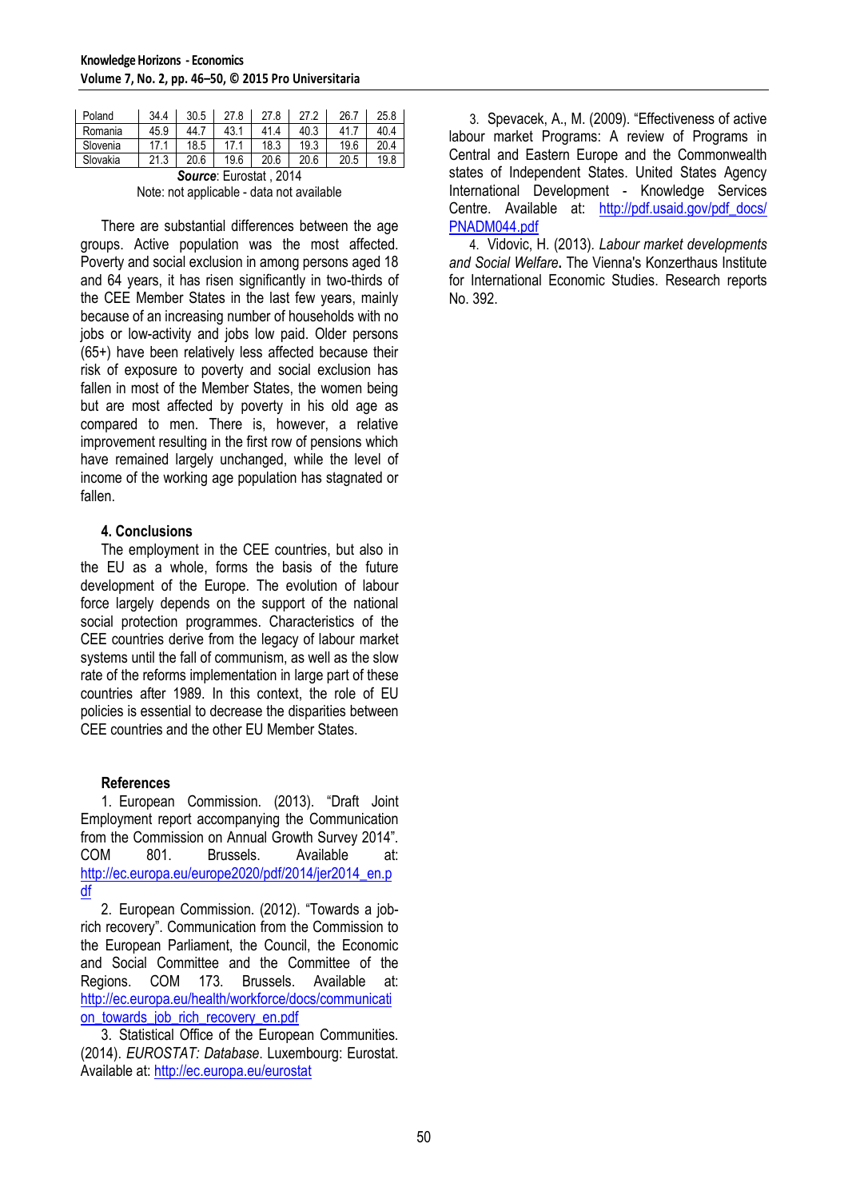| | | | | | | | |
|---|---|---|---|---|---|---|---|
| Poland | 34.4 | 30.5 | 27.8 | 27.8 | 27.2 | 26.7 | 25.8 |
| Romania | 45.9 | 44.7 | 43.1 | 41.4 | 40.3 | 41.7 | 40.4 |
| Slovenia | 17.1 | 18.5 | 17.1 | 18.3 | 19.3 | 19.6 | 20.4 |
| Slovakia | 21.3 | 20.6 | 19.6 | 20.6 | 20.6 | 20.5 | 19.8 |

***Source***: Eurostat , 2014

Note: not applicable - data not available

There are substantial differences between the age groups. Active population was the most affected. Poverty and social exclusion in among persons aged 18 and 64 years, it has risen significantly in two-thirds of the CEE Member States in the last few years, mainly because of an increasing number of households with no jobs or low-activity and jobs low paid. Older persons (65+) have been relatively less affected because their risk of exposure to poverty and social exclusion has fallen in most of the Member States, the women being but are most affected by poverty in his old age as compared to men. There is, however, a relative improvement resulting in the first row of pensions which have remained largely unchanged, while the level of income of the working age population has stagnated or fallen.

## 4. Conclusions

The employment in the CEE countries, but also in the EU as a whole, forms the basis of the future development of the Europe. The evolution of labour force largely depends on the support of the national social protection programmes. Characteristics of the CEE countries derive from the legacy of labour market systems until the fall of communism, as well as the slow rate of the reforms implementation in large part of these countries after 1989. In this context, the role of EU policies is essential to decrease the disparities between CEE countries and the other EU Member States.

## References

1. European Commission. (2013). "Draft Joint Employment report accompanying the Communication from the Commission on Annual Growth Survey 2014". COM 801. Brussels. Available at: http://ec.europa.eu/europe2020/pdf/2014/jer2014_en.pdf

2. European Commission. (2012). "Towards a job-rich recovery". Communication from the Commission to the European Parliament, the Council, the Economic and Social Committee and the Committee of the Regions. COM 173. Brussels. Available at: http://ec.europa.eu/health/workforce/docs/communication_towards_job_rich_recovery_en.pdf

3. Statistical Office of the European Communities. (2014). *EUROSTAT: Database*. Luxembourg: Eurostat. Available at: http://ec.europa.eu/eurostat

3. Spevacek, A., M. (2009). "Effectiveness of active labour market Programs: A review of Programs in Central and Eastern Europe and the Commonwealth states of Independent States. United States Agency International Development - Knowledge Services Centre. Available at: http://pdf.usaid.gov/pdf_docs/PNADM044.pdf

4. Vidovic, H. (2013). *Labour market developments and Social Welfare***.** The Vienna's Konzerthaus Institute for International Economic Studies. Research reports No. 392.